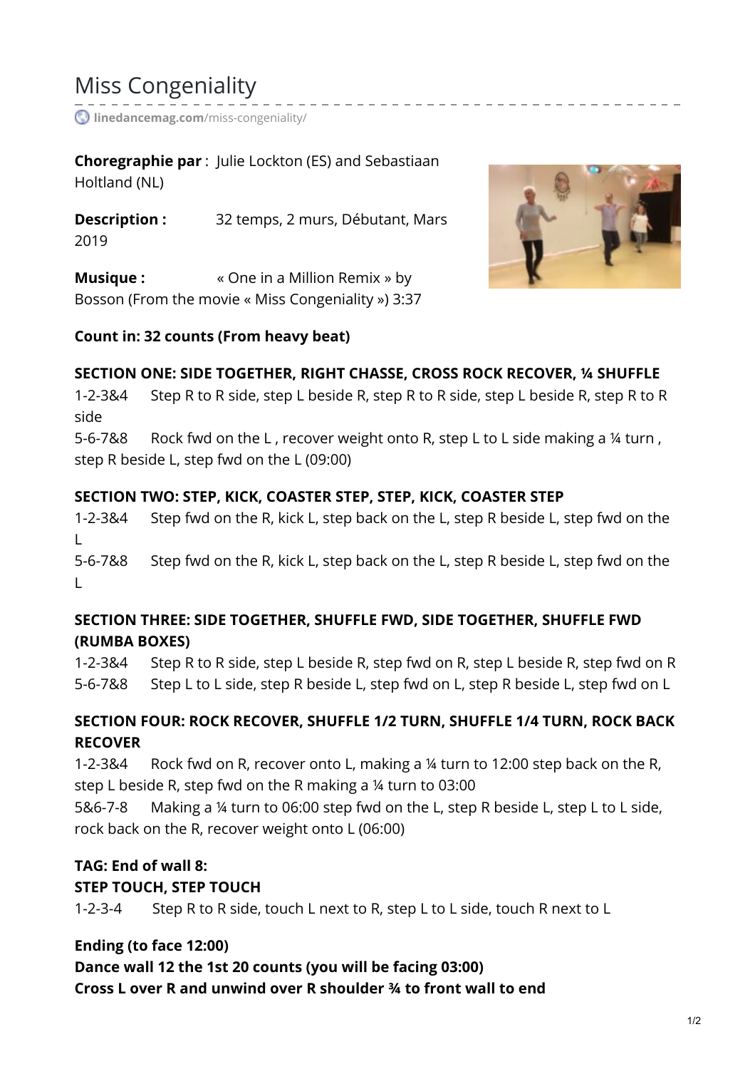# Miss Congeniality

linedancemag.com/miss-congeniality/

**Choregraphie par** : Julie Lockton (ES) and Sebastiaan Holtland (NL)

**Description :** 32 temps, 2 murs, Débutant, Mars 2019

**Musique :** « One in a Million Remix » by Bosson (From the movie « Miss Congeniality ») 3:37

**Count in: 32 counts (From heavy beat)**

**SECTION ONE: SIDE TOGETHER, RIGHT CHASSE, CROSS ROCK RECOVER, ¼ SHUFFLE**

1-2-3&4 Step R to R side, step L beside R, step R to R side, step L beside R, step R to R side

5-6-7&8 Rock fwd on the L , recover weight onto R, step L to L side making a ¼ turn , step R beside L, step fwd on the L (09:00)

**SECTION TWO: STEP, KICK, COASTER STEP, STEP, KICK, COASTER STEP**

1-2-3&4 Step fwd on the R, kick L, step back on the L, step R beside L, step fwd on the L

5-6-7&8 Step fwd on the R, kick L, step back on the L, step R beside L, step fwd on the L

**SECTION THREE: SIDE TOGETHER, SHUFFLE FWD, SIDE TOGETHER, SHUFFLE FWD (RUMBA BOXES)**

1-2-3&4 Step R to R side, step L beside R, step fwd on R, step L beside R, step fwd on R

5-6-7&8 Step L to L side, step R beside L, step fwd on L, step R beside L, step fwd on L

**SECTION FOUR: ROCK RECOVER, SHUFFLE 1/2 TURN, SHUFFLE 1/4 TURN, ROCK BACK RECOVER**

1-2-3&4 Rock fwd on R, recover onto L, making a ¼ turn to 12:00 step back on the R, step L beside R, step fwd on the R making a ¼ turn to 03:00

5&6-7-8 Making a ¼ turn to 06:00 step fwd on the L, step R beside L, step L to L side, rock back on the R, recover weight onto L (06:00)

**TAG: End of wall 8:**

**STEP TOUCH, STEP TOUCH**

1-2-3-4 Step R to R side, touch L next to R, step L to L side, touch R next to L

**Ending (to face 12:00)**

**Dance wall 12 the 1st 20 counts (you will be facing 03:00)**

**Cross L over R and unwind over R shoulder ¾ to front wall to end**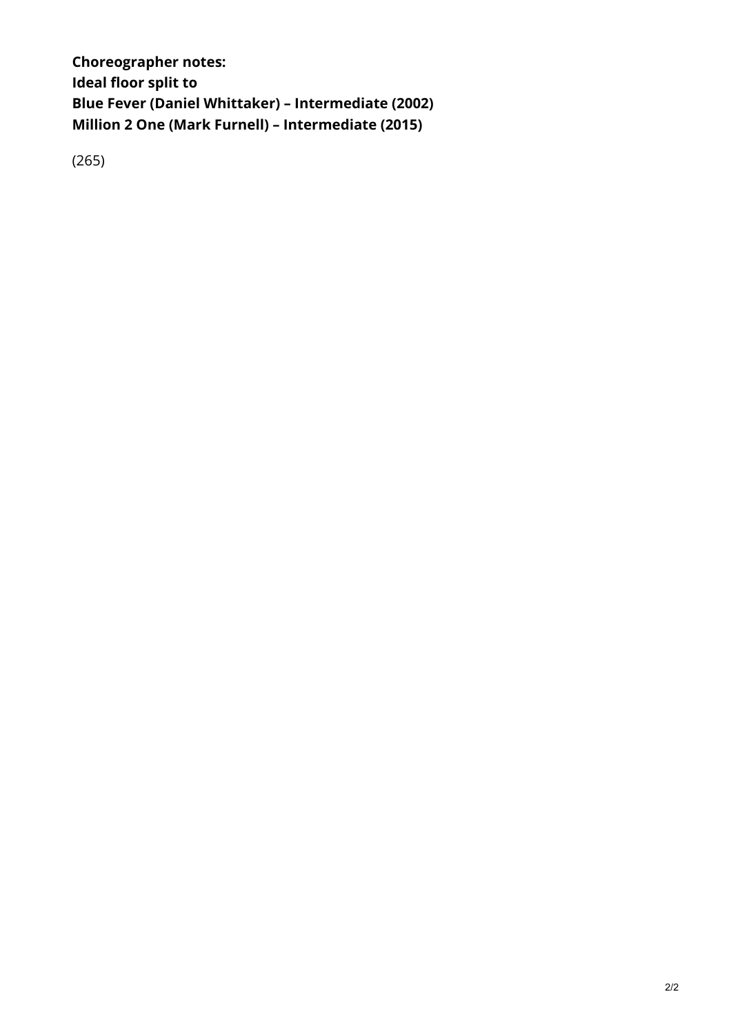**Choreographer notes:**
**Ideal floor split to**
**Blue Fever (Daniel Whittaker) – Intermediate (2002)**
**Million 2 One (Mark Furnell) – Intermediate (2015)**

(265)